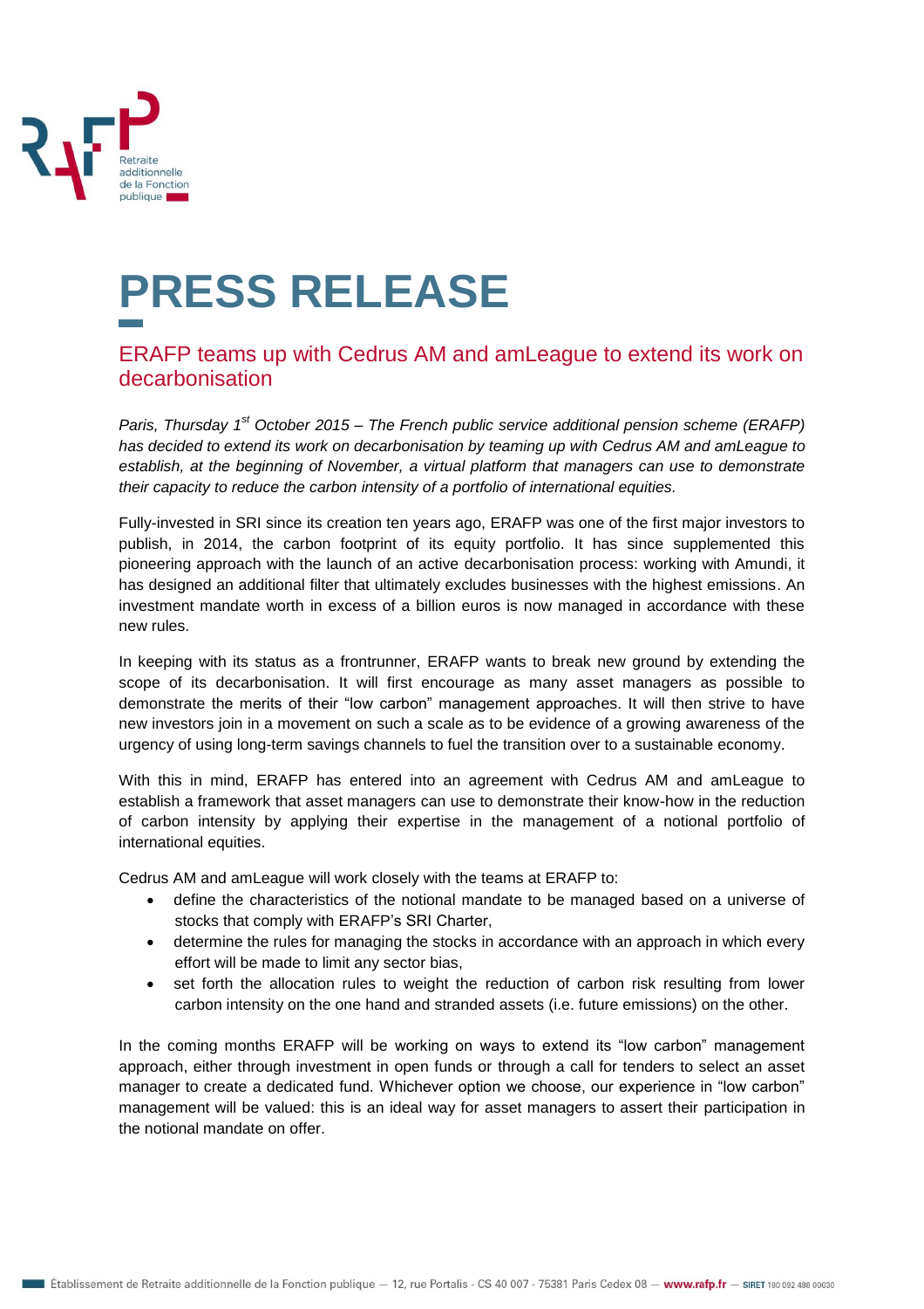# PRESS RELEASE

## ERAFP teams up with Cedrus AM and amLeague to extend its work on decarbonisation

*Paris, Thursday 1st October 2015 – The French public service additional pension scheme (ERAFP) has decided to extend its work on decarbonisation by teaming up with Cedrus AM and amLeague to establish, at the beginning of November, a virtual platform that managers can use to demonstrate their capacity to reduce the carbon intensity of a portfolio of international equities.*

Fully-invested in SRI since its creation ten years ago, ERAFP was one of the first major investors to publish, in 2014, the carbon footprint of its equity portfolio. It has since supplemented this pioneering approach with the launch of an active decarbonisation process: working with Amundi, it has designed an additional filter that ultimately excludes businesses with the highest emissions. An investment mandate worth in excess of a billion euros is now managed in accordance with these new rules.

In keeping with its status as a frontrunner, ERAFP wants to break new ground by extending the scope of its decarbonisation. It will first encourage as many asset managers as possible to demonstrate the merits of their "low carbon" management approaches. It will then strive to have new investors join in a movement on such a scale as to be evidence of a growing awareness of the urgency of using long-term savings channels to fuel the transition over to a sustainable economy.

With this in mind, ERAFP has entered into an agreement with Cedrus AM and amLeague to establish a framework that asset managers can use to demonstrate their know-how in the reduction of carbon intensity by applying their expertise in the management of a notional portfolio of international equities.

Cedrus AM and amLeague will work closely with the teams at ERAFP to:

- define the characteristics of the notional mandate to be managed based on a universe of stocks that comply with ERAFP's SRI Charter,
- determine the rules for managing the stocks in accordance with an approach in which every effort will be made to limit any sector bias,
- set forth the allocation rules to weight the reduction of carbon risk resulting from lower carbon intensity on the one hand and stranded assets (i.e. future emissions) on the other.

In the coming months ERAFP will be working on ways to extend its "low carbon" management approach, either through investment in open funds or through a call for tenders to select an asset manager to create a dedicated fund. Whichever option we choose, our experience in "low carbon" management will be valued: this is an ideal way for asset managers to assert their participation in the notional mandate on offer.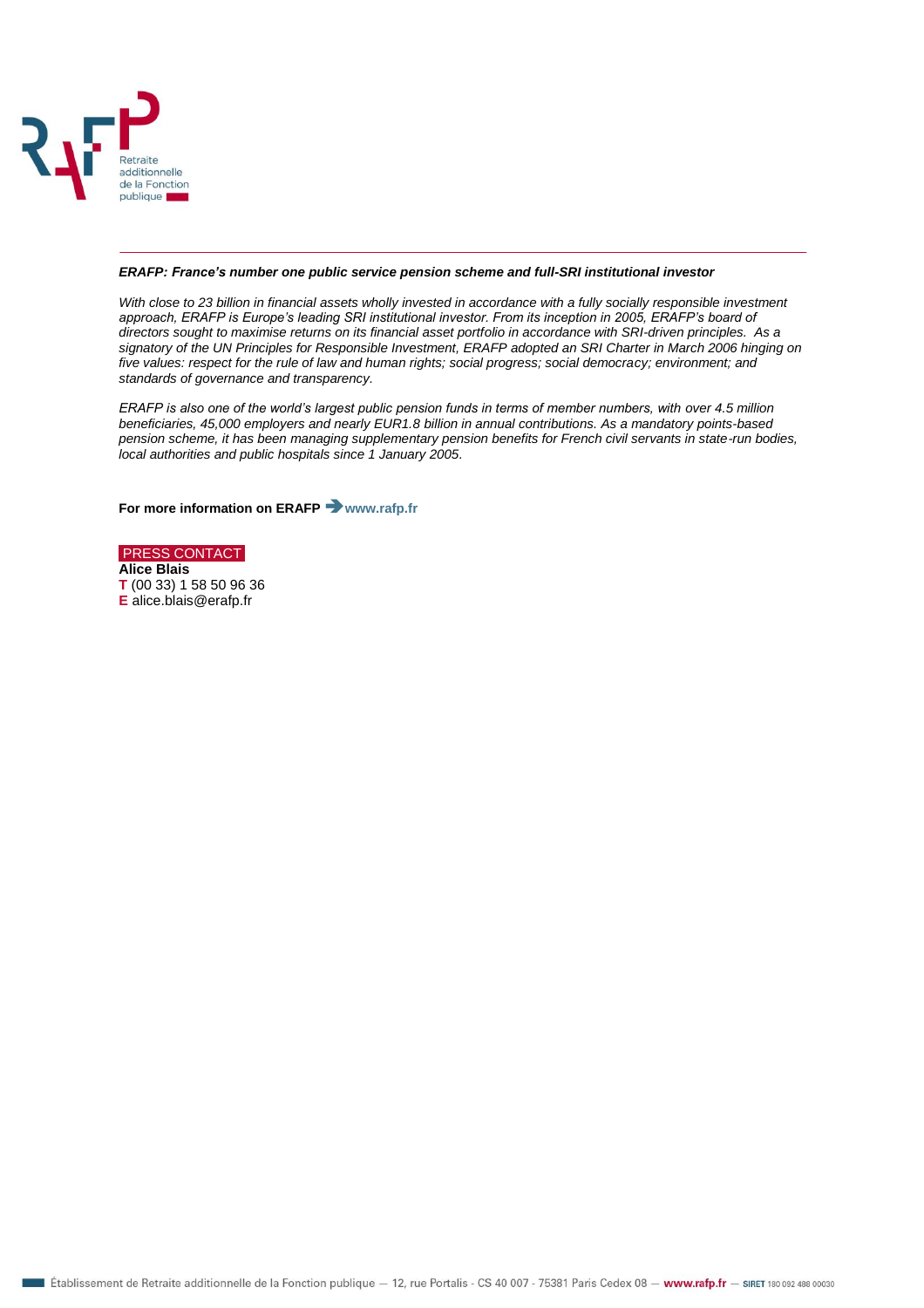***ERAFP: France's number one public service pension scheme and full-SRI institutional investor***

*With close to 23 billion in financial assets wholly invested in accordance with a fully socially responsible investment approach, ERAFP is Europe's leading SRI institutional investor. From its inception in 2005, ERAFP's board of directors sought to maximise returns on its financial asset portfolio in accordance with SRI-driven principles. As a signatory of the UN Principles for Responsible Investment, ERAFP adopted an SRI Charter in March 2006 hinging on five values: respect for the rule of law and human rights; social progress; social democracy; environment; and standards of governance and transparency.*

*ERAFP is also one of the world's largest public pension funds in terms of member numbers, with over 4.5 million beneficiaries, 45,000 employers and nearly EUR1.8 billion in annual contributions. As a mandatory points-based pension scheme, it has been managing supplementary pension benefits for French civil servants in state-run bodies, local authorities and public hospitals since 1 January 2005.*

**For more information on ERAFP ➔ www.rafp.fr**

PRESS CONTACT
**Alice Blais**
**T** (00 33) 1 58 50 96 36
**E** alice.blais@erafp.fr